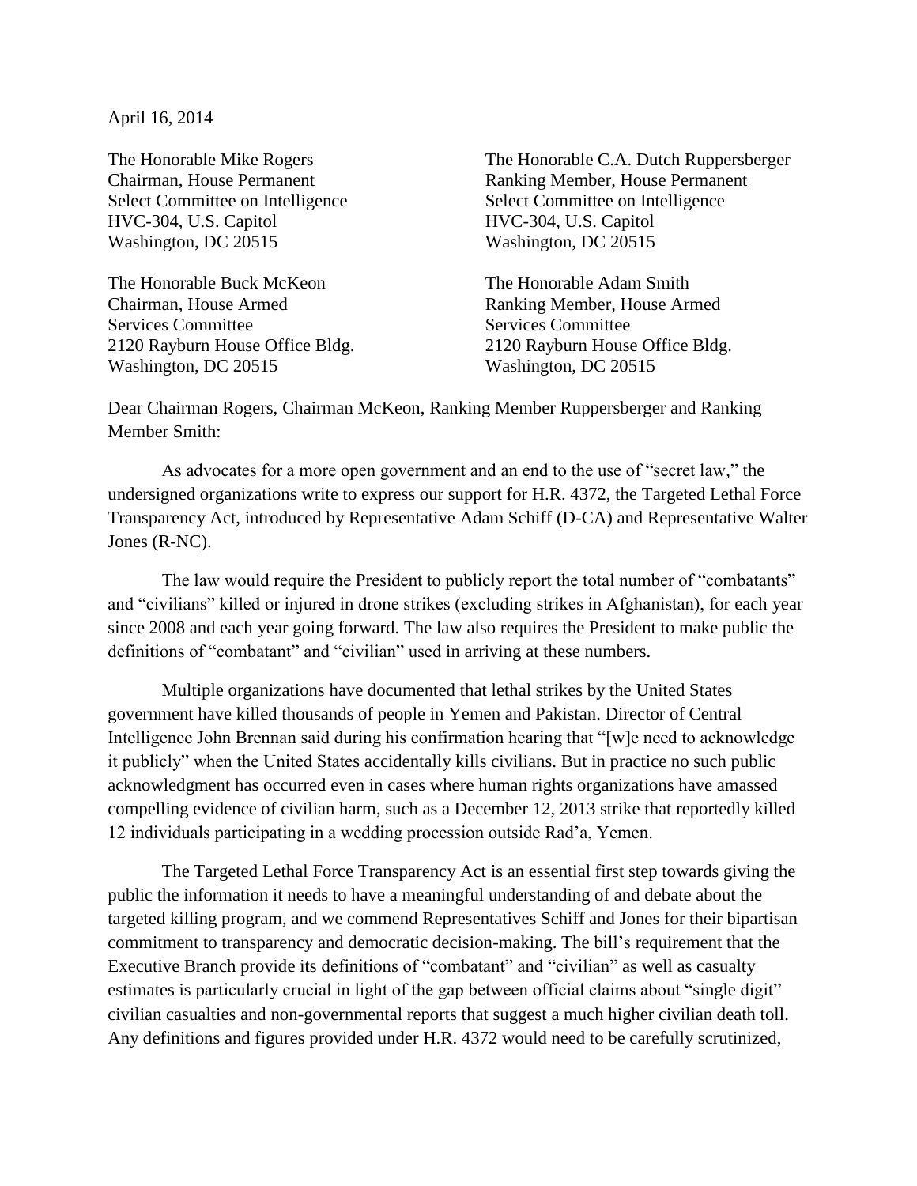April 16, 2014

The Honorable Mike Rogers
Chairman, House Permanent
Select Committee on Intelligence
HVC-304, U.S. Capitol
Washington, DC 20515

The Honorable C.A. Dutch Ruppersberger
Ranking Member, House Permanent
Select Committee on Intelligence
HVC-304, U.S. Capitol
Washington, DC 20515

The Honorable Buck McKeon
Chairman, House Armed
Services Committee
2120 Rayburn House Office Bldg.
Washington, DC 20515

The Honorable Adam Smith
Ranking Member, House Armed
Services Committee
2120 Rayburn House Office Bldg.
Washington, DC 20515

Dear Chairman Rogers, Chairman McKeon, Ranking Member Ruppersberger and Ranking Member Smith:

As advocates for a more open government and an end to the use of "secret law," the undersigned organizations write to express our support for H.R. 4372, the Targeted Lethal Force Transparency Act, introduced by Representative Adam Schiff (D-CA) and Representative Walter Jones (R-NC).

The law would require the President to publicly report the total number of "combatants" and "civilians" killed or injured in drone strikes (excluding strikes in Afghanistan), for each year since 2008 and each year going forward. The law also requires the President to make public the definitions of "combatant" and "civilian" used in arriving at these numbers.

Multiple organizations have documented that lethal strikes by the United States government have killed thousands of people in Yemen and Pakistan. Director of Central Intelligence John Brennan said during his confirmation hearing that "[w]e need to acknowledge it publicly" when the United States accidentally kills civilians. But in practice no such public acknowledgment has occurred even in cases where human rights organizations have amassed compelling evidence of civilian harm, such as a December 12, 2013 strike that reportedly killed 12 individuals participating in a wedding procession outside Rad'a, Yemen.

The Targeted Lethal Force Transparency Act is an essential first step towards giving the public the information it needs to have a meaningful understanding of and debate about the targeted killing program, and we commend Representatives Schiff and Jones for their bipartisan commitment to transparency and democratic decision-making. The bill's requirement that the Executive Branch provide its definitions of "combatant" and "civilian" as well as casualty estimates is particularly crucial in light of the gap between official claims about "single digit" civilian casualties and non-governmental reports that suggest a much higher civilian death toll. Any definitions and figures provided under H.R. 4372 would need to be carefully scrutinized,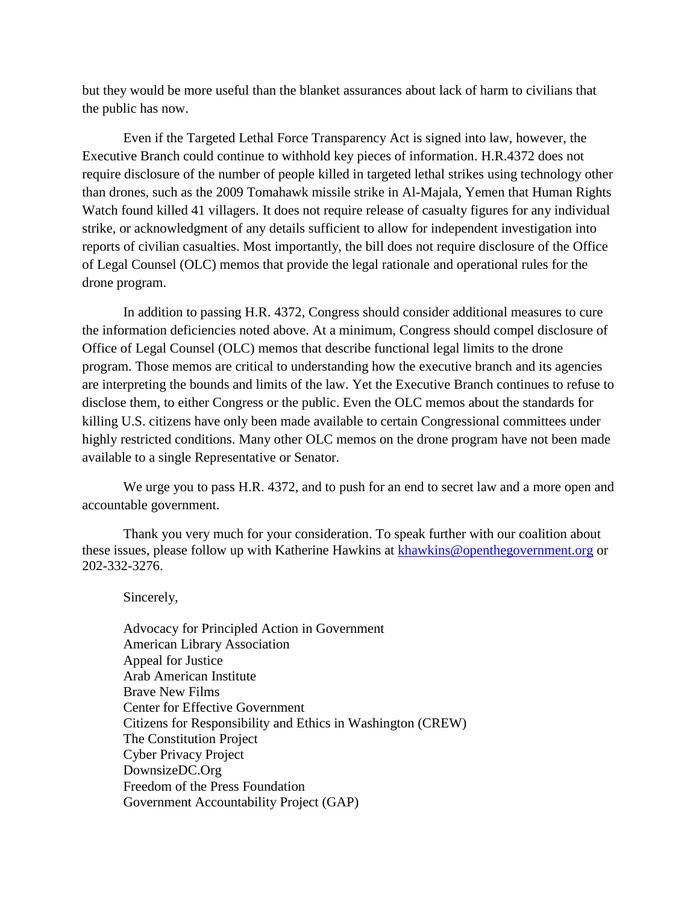but they would be more useful than the blanket assurances about lack of harm to civilians that the public has now.

Even if the Targeted Lethal Force Transparency Act is signed into law, however, the Executive Branch could continue to withhold key pieces of information. H.R.4372 does not require disclosure of the number of people killed in targeted lethal strikes using technology other than drones, such as the 2009 Tomahawk missile strike in Al-Majala, Yemen that Human Rights Watch found killed 41 villagers. It does not require release of casualty figures for any individual strike, or acknowledgment of any details sufficient to allow for independent investigation into reports of civilian casualties. Most importantly, the bill does not require disclosure of the Office of Legal Counsel (OLC) memos that provide the legal rationale and operational rules for the drone program.

In addition to passing H.R. 4372, Congress should consider additional measures to cure the information deficiencies noted above. At a minimum, Congress should compel disclosure of Office of Legal Counsel (OLC) memos that describe functional legal limits to the drone program. Those memos are critical to understanding how the executive branch and its agencies are interpreting the bounds and limits of the law. Yet the Executive Branch continues to refuse to disclose them, to either Congress or the public. Even the OLC memos about the standards for killing U.S. citizens have only been made available to certain Congressional committees under highly restricted conditions. Many other OLC memos on the drone program have not been made available to a single Representative or Senator.

We urge you to pass H.R. 4372, and to push for an end to secret law and a more open and accountable government.

Thank you very much for your consideration. To speak further with our coalition about these issues, please follow up with Katherine Hawkins at khawkins@openthegovernment.org or 202-332-3276.

Sincerely,

Advocacy for Principled Action in Government
American Library Association
Appeal for Justice
Arab American Institute
Brave New Films
Center for Effective Government
Citizens for Responsibility and Ethics in Washington (CREW)
The Constitution Project
Cyber Privacy Project
DownsizeDC.Org
Freedom of the Press Foundation
Government Accountability Project (GAP)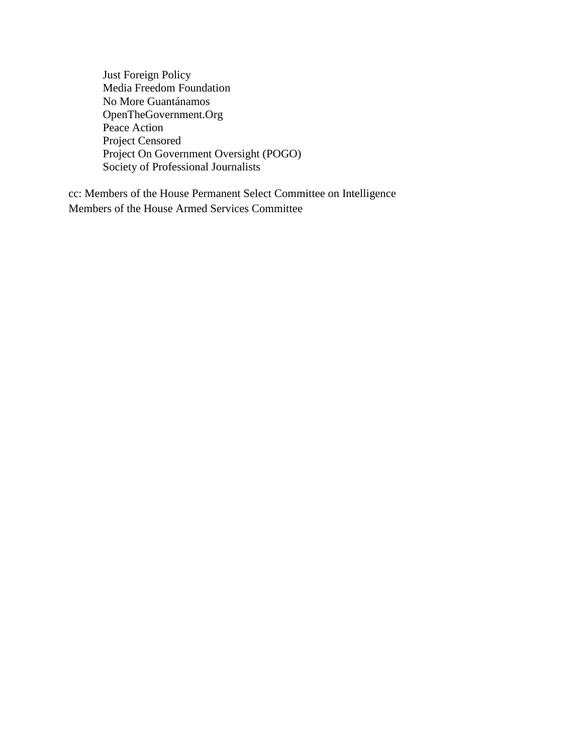Just Foreign Policy
Media Freedom Foundation
No More Guantánamos
OpenTheGovernment.Org
Peace Action
Project Censored
Project On Government Oversight (POGO)
Society of Professional Journalists

cc: Members of the House Permanent Select Committee on Intelligence
Members of the House Armed Services Committee